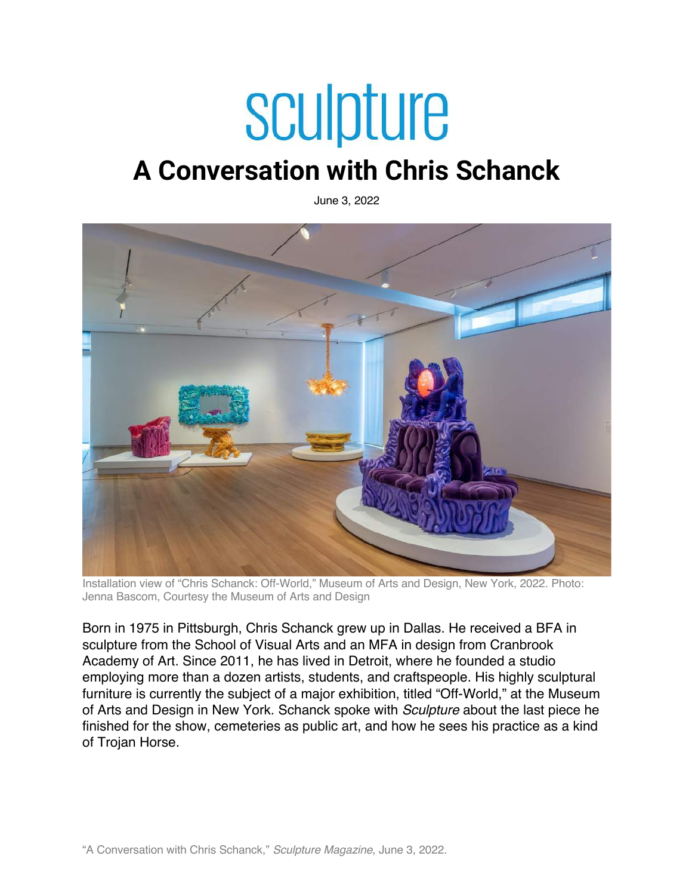sculpture

# A Conversation with Chris Schanck

June 3, 2022

Installation view of "Chris Schanck: Off-World," Museum of Arts and Design, New York, 2022. Photo: Jenna Bascom, Courtesy the Museum of Arts and Design

Born in 1975 in Pittsburgh, Chris Schanck grew up in Dallas. He received a BFA in sculpture from the School of Visual Arts and an MFA in design from Cranbrook Academy of Art. Since 2011, he has lived in Detroit, where he founded a studio employing more than a dozen artists, students, and craftspeople. His highly sculptural furniture is currently the subject of a major exhibition, titled "Off-World," at the Museum of Arts and Design in New York. Schanck spoke with *Sculpture* about the last piece he finished for the show, cemeteries as public art, and how he sees his practice as a kind of Trojan Horse.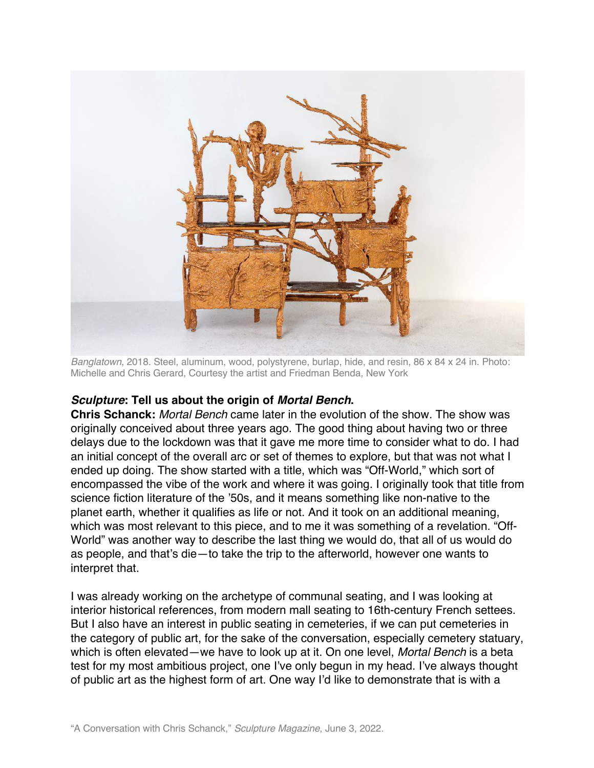*Banglatown*, 2018. Steel, aluminum, wood, polystyrene, burlap, hide, and resin, 86 x 84 x 24 in. Photo: Michelle and Chris Gerard, Courtesy the artist and Friedman Benda, New York

***Sculpture*: Tell us about the origin of *Mortal Bench*.**

**Chris Schanck:** *Mortal Bench* came later in the evolution of the show. The show was originally conceived about three years ago. The good thing about having two or three delays due to the lockdown was that it gave me more time to consider what to do. I had an initial concept of the overall arc or set of themes to explore, but that was not what I ended up doing. The show started with a title, which was "Off-World," which sort of encompassed the vibe of the work and where it was going. I originally took that title from science fiction literature of the '50s, and it means something like non-native to the planet earth, whether it qualifies as life or not. And it took on an additional meaning, which was most relevant to this piece, and to me it was something of a revelation. "Off-World" was another way to describe the last thing we would do, that all of us would do as people, and that's die—to take the trip to the afterworld, however one wants to interpret that.

I was already working on the archetype of communal seating, and I was looking at interior historical references, from modern mall seating to 16th-century French settees. But I also have an interest in public seating in cemeteries, if we can put cemeteries in the category of public art, for the sake of the conversation, especially cemetery statuary, which is often elevated—we have to look up at it. On one level, *Mortal Bench* is a beta test for my most ambitious project, one I've only begun in my head. I've always thought of public art as the highest form of art. One way I'd like to demonstrate that is with a

"A Conversation with Chris Schanck," *Sculpture Magazine*, June 3, 2022.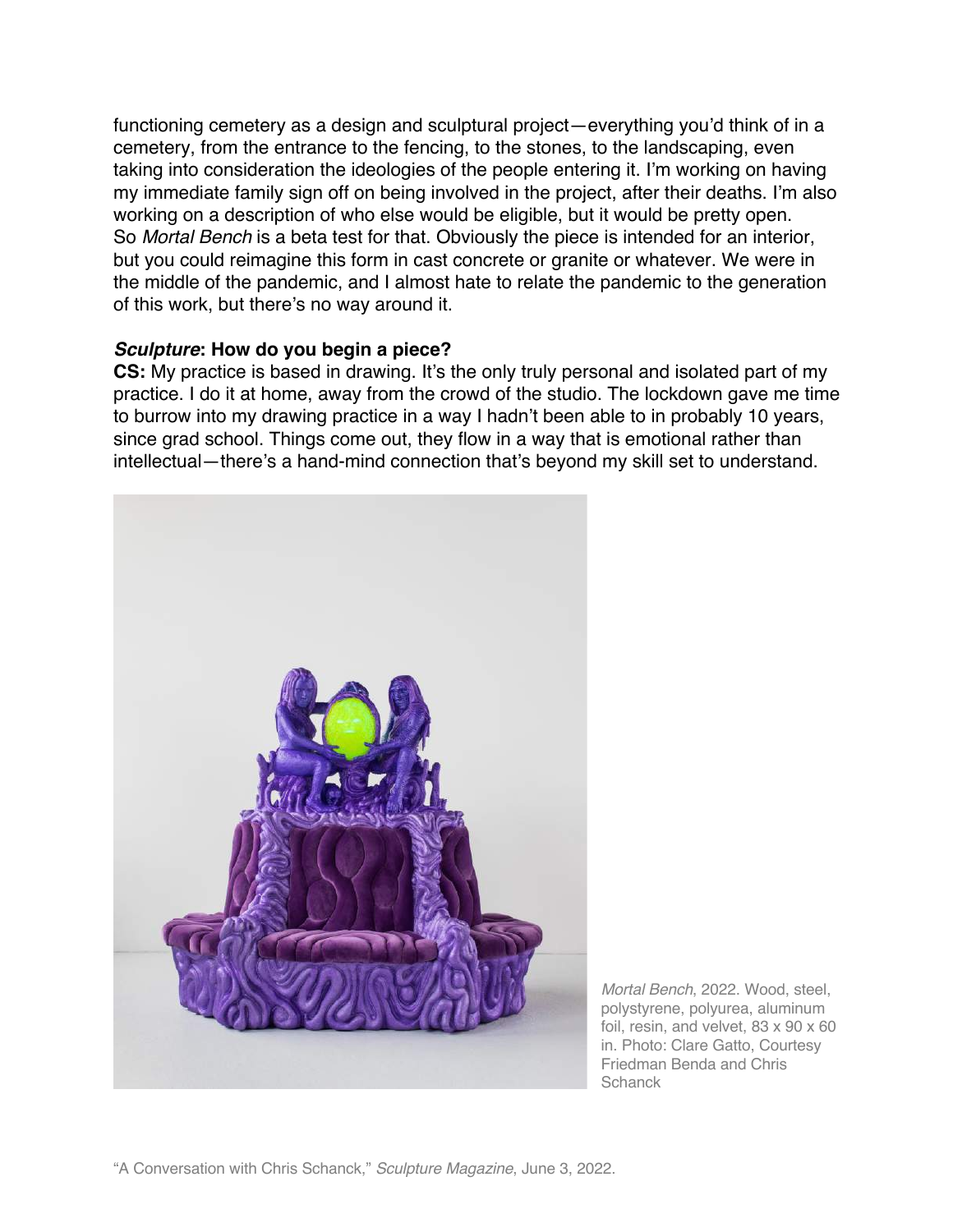functioning cemetery as a design and sculptural project—everything you'd think of in a cemetery, from the entrance to the fencing, to the stones, to the landscaping, even taking into consideration the ideologies of the people entering it. I'm working on having my immediate family sign off on being involved in the project, after their deaths. I'm also working on a description of who else would be eligible, but it would be pretty open. So *Mortal Bench* is a beta test for that. Obviously the piece is intended for an interior, but you could reimagine this form in cast concrete or granite or whatever. We were in the middle of the pandemic, and I almost hate to relate the pandemic to the generation of this work, but there's no way around it.

***Sculpture*: How do you begin a piece?**

**CS:** My practice is based in drawing. It's the only truly personal and isolated part of my practice. I do it at home, away from the crowd of the studio. The lockdown gave me time to burrow into my drawing practice in a way I hadn't been able to in probably 10 years, since grad school. Things come out, they flow in a way that is emotional rather than intellectual—there's a hand-mind connection that's beyond my skill set to understand.

*Mortal Bench*, 2022. Wood, steel, polystyrene, polyurea, aluminum foil, resin, and velvet, 83 x 90 x 60 in. Photo: Clare Gatto, Courtesy Friedman Benda and Chris Schanck

"A Conversation with Chris Schanck," *Sculpture Magazine*, June 3, 2022.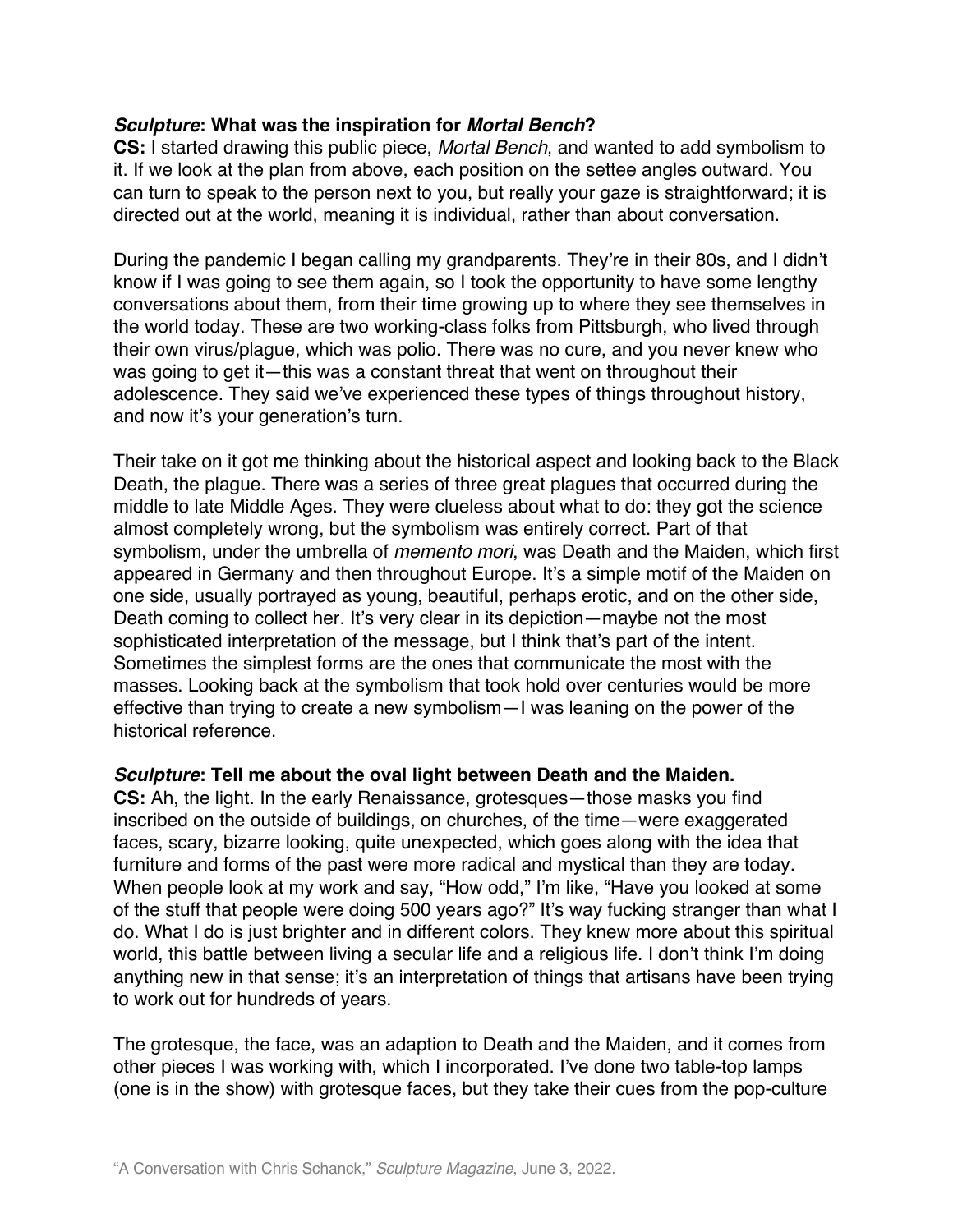***Sculpture*: What was the inspiration for *Mortal Bench*?**
**CS:** I started drawing this public piece, *Mortal Bench*, and wanted to add symbolism to it. If we look at the plan from above, each position on the settee angles outward. You can turn to speak to the person next to you, but really your gaze is straightforward; it is directed out at the world, meaning it is individual, rather than about conversation.

During the pandemic I began calling my grandparents. They're in their 80s, and I didn't know if I was going to see them again, so I took the opportunity to have some lengthy conversations about them, from their time growing up to where they see themselves in the world today. These are two working-class folks from Pittsburgh, who lived through their own virus/plague, which was polio. There was no cure, and you never knew who was going to get it—this was a constant threat that went on throughout their adolescence. They said we've experienced these types of things throughout history, and now it's your generation's turn.

Their take on it got me thinking about the historical aspect and looking back to the Black Death, the plague. There was a series of three great plagues that occurred during the middle to late Middle Ages. They were clueless about what to do: they got the science almost completely wrong, but the symbolism was entirely correct. Part of that symbolism, under the umbrella of *memento mori*, was Death and the Maiden, which first appeared in Germany and then throughout Europe. It's a simple motif of the Maiden on one side, usually portrayed as young, beautiful, perhaps erotic, and on the other side, Death coming to collect her. It's very clear in its depiction—maybe not the most sophisticated interpretation of the message, but I think that's part of the intent. Sometimes the simplest forms are the ones that communicate the most with the masses. Looking back at the symbolism that took hold over centuries would be more effective than trying to create a new symbolism—I was leaning on the power of the historical reference.

***Sculpture*: Tell me about the oval light between Death and the Maiden.**
**CS:** Ah, the light. In the early Renaissance, grotesques—those masks you find inscribed on the outside of buildings, on churches, of the time—were exaggerated faces, scary, bizarre looking, quite unexpected, which goes along with the idea that furniture and forms of the past were more radical and mystical than they are today. When people look at my work and say, "How odd," I'm like, "Have you looked at some of the stuff that people were doing 500 years ago?" It's way fucking stranger than what I do. What I do is just brighter and in different colors. They knew more about this spiritual world, this battle between living a secular life and a religious life. I don't think I'm doing anything new in that sense; it's an interpretation of things that artisans have been trying to work out for hundreds of years.

The grotesque, the face, was an adaption to Death and the Maiden, and it comes from other pieces I was working with, which I incorporated. I've done two table-top lamps (one is in the show) with grotesque faces, but they take their cues from the pop-culture

"A Conversation with Chris Schanck," *Sculpture Magazine*, June 3, 2022.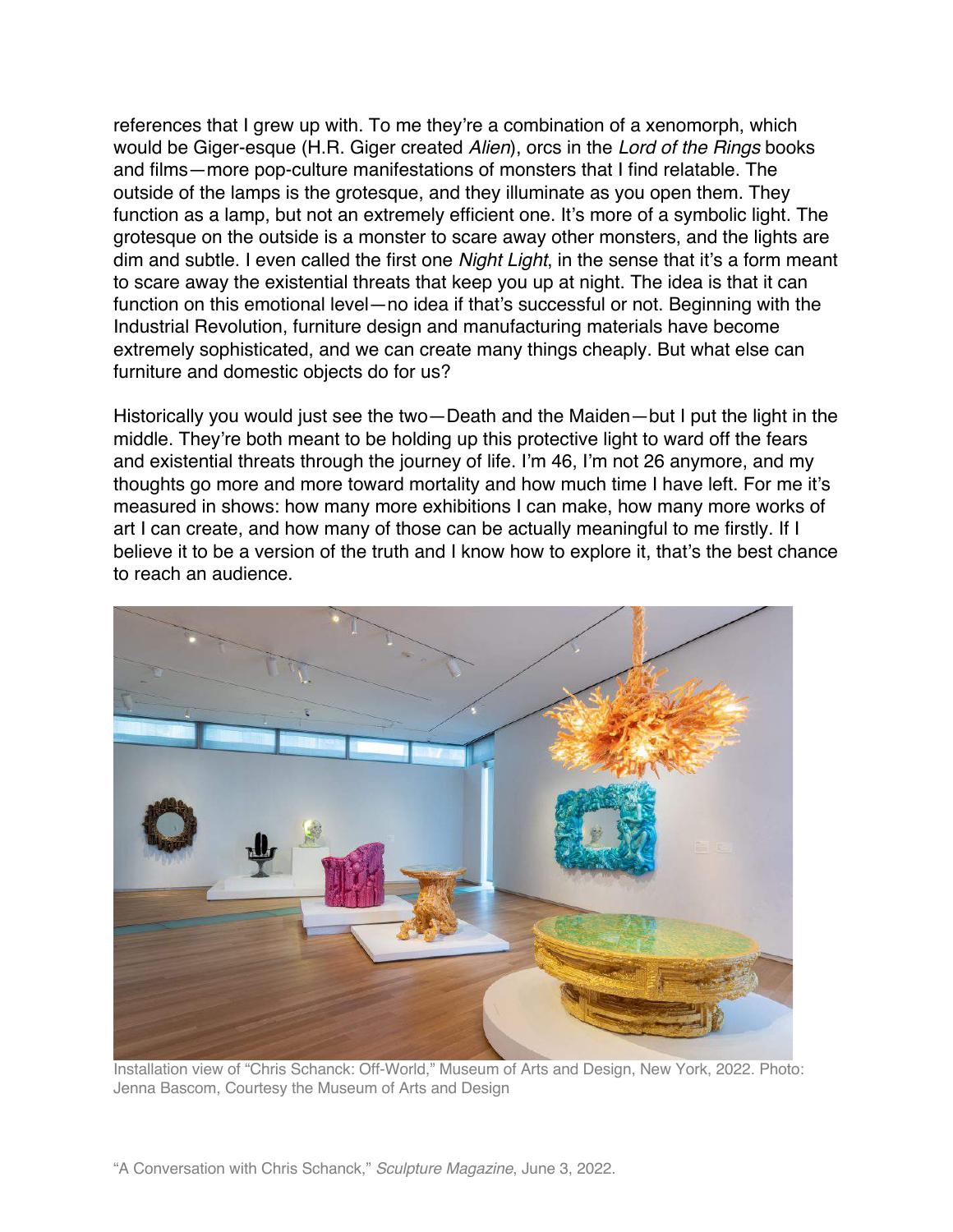references that I grew up with. To me they're a combination of a xenomorph, which would be Giger-esque (H.R. Giger created *Alien*), orcs in the *Lord of the Rings* books and films—more pop-culture manifestations of monsters that I find relatable. The outside of the lamps is the grotesque, and they illuminate as you open them. They function as a lamp, but not an extremely efficient one. It's more of a symbolic light. The grotesque on the outside is a monster to scare away other monsters, and the lights are dim and subtle. I even called the first one *Night Light*, in the sense that it's a form meant to scare away the existential threats that keep you up at night. The idea is that it can function on this emotional level—no idea if that's successful or not. Beginning with the Industrial Revolution, furniture design and manufacturing materials have become extremely sophisticated, and we can create many things cheaply. But what else can furniture and domestic objects do for us?

Historically you would just see the two—Death and the Maiden—but I put the light in the middle. They're both meant to be holding up this protective light to ward off the fears and existential threats through the journey of life. I'm 46, I'm not 26 anymore, and my thoughts go more and more toward mortality and how much time I have left. For me it's measured in shows: how many more exhibitions I can make, how many more works of art I can create, and how many of those can be actually meaningful to me firstly. If I believe it to be a version of the truth and I know how to explore it, that's the best chance to reach an audience.

Installation view of "Chris Schanck: Off-World," Museum of Arts and Design, New York, 2022. Photo: Jenna Bascom, Courtesy the Museum of Arts and Design

"A Conversation with Chris Schanck," *Sculpture Magazine*, June 3, 2022.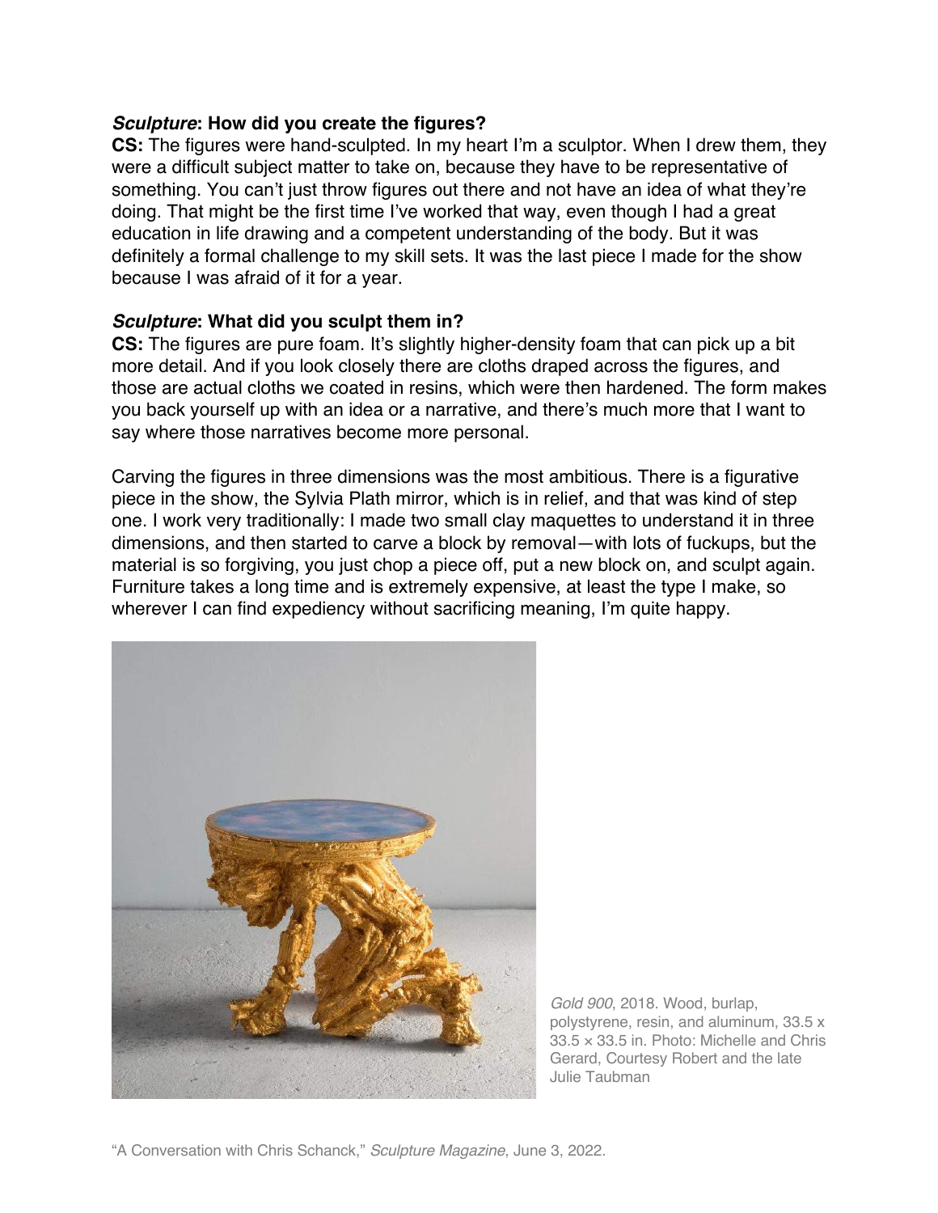***Sculpture*: How did you create the figures?**
**CS:** The figures were hand-sculpted. In my heart I'm a sculptor. When I drew them, they were a difficult subject matter to take on, because they have to be representative of something. You can't just throw figures out there and not have an idea of what they're doing. That might be the first time I've worked that way, even though I had a great education in life drawing and a competent understanding of the body. But it was definitely a formal challenge to my skill sets. It was the last piece I made for the show because I was afraid of it for a year.

***Sculpture*: What did you sculpt them in?**
**CS:** The figures are pure foam. It's slightly higher-density foam that can pick up a bit more detail. And if you look closely there are cloths draped across the figures, and those are actual cloths we coated in resins, which were then hardened. The form makes you back yourself up with an idea or a narrative, and there's much more that I want to say where those narratives become more personal.

Carving the figures in three dimensions was the most ambitious. There is a figurative piece in the show, the Sylvia Plath mirror, which is in relief, and that was kind of step one. I work very traditionally: I made two small clay maquettes to understand it in three dimensions, and then started to carve a block by removal—with lots of fuckups, but the material is so forgiving, you just chop a piece off, put a new block on, and sculpt again. Furniture takes a long time and is extremely expensive, at least the type I make, so wherever I can find expediency without sacrificing meaning, I'm quite happy.

*Gold 900*, 2018. Wood, burlap, polystyrene, resin, and aluminum, 33.5 x 33.5 × 33.5 in. Photo: Michelle and Chris Gerard, Courtesy Robert and the late Julie Taubman

"A Conversation with Chris Schanck," *Sculpture Magazine*, June 3, 2022.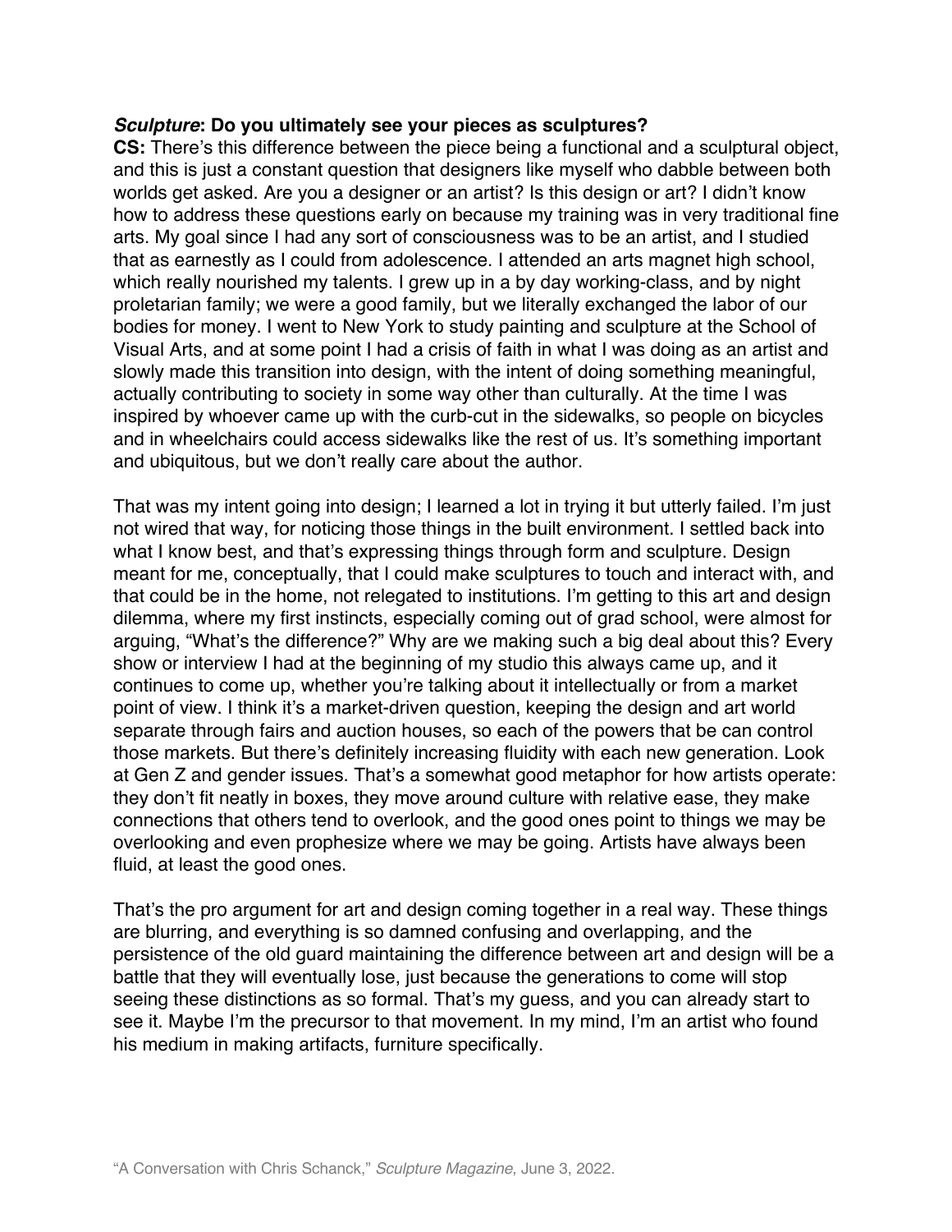***Sculpture*: Do you ultimately see your pieces as sculptures?**

**CS:** There's this difference between the piece being a functional and a sculptural object, and this is just a constant question that designers like myself who dabble between both worlds get asked. Are you a designer or an artist? Is this design or art? I didn't know how to address these questions early on because my training was in very traditional fine arts. My goal since I had any sort of consciousness was to be an artist, and I studied that as earnestly as I could from adolescence. I attended an arts magnet high school, which really nourished my talents. I grew up in a by day working-class, and by night proletarian family; we were a good family, but we literally exchanged the labor of our bodies for money. I went to New York to study painting and sculpture at the School of Visual Arts, and at some point I had a crisis of faith in what I was doing as an artist and slowly made this transition into design, with the intent of doing something meaningful, actually contributing to society in some way other than culturally. At the time I was inspired by whoever came up with the curb-cut in the sidewalks, so people on bicycles and in wheelchairs could access sidewalks like the rest of us. It's something important and ubiquitous, but we don't really care about the author.

That was my intent going into design; I learned a lot in trying it but utterly failed. I'm just not wired that way, for noticing those things in the built environment. I settled back into what I know best, and that's expressing things through form and sculpture. Design meant for me, conceptually, that I could make sculptures to touch and interact with, and that could be in the home, not relegated to institutions. I'm getting to this art and design dilemma, where my first instincts, especially coming out of grad school, were almost for arguing, "What's the difference?" Why are we making such a big deal about this? Every show or interview I had at the beginning of my studio this always came up, and it continues to come up, whether you're talking about it intellectually or from a market point of view. I think it's a market-driven question, keeping the design and art world separate through fairs and auction houses, so each of the powers that be can control those markets. But there's definitely increasing fluidity with each new generation. Look at Gen Z and gender issues. That's a somewhat good metaphor for how artists operate: they don't fit neatly in boxes, they move around culture with relative ease, they make connections that others tend to overlook, and the good ones point to things we may be overlooking and even prophesize where we may be going. Artists have always been fluid, at least the good ones.

That's the pro argument for art and design coming together in a real way. These things are blurring, and everything is so damned confusing and overlapping, and the persistence of the old guard maintaining the difference between art and design will be a battle that they will eventually lose, just because the generations to come will stop seeing these distinctions as so formal. That's my guess, and you can already start to see it. Maybe I'm the precursor to that movement. In my mind, I'm an artist who found his medium in making artifacts, furniture specifically.

"A Conversation with Chris Schanck," *Sculpture Magazine*, June 3, 2022.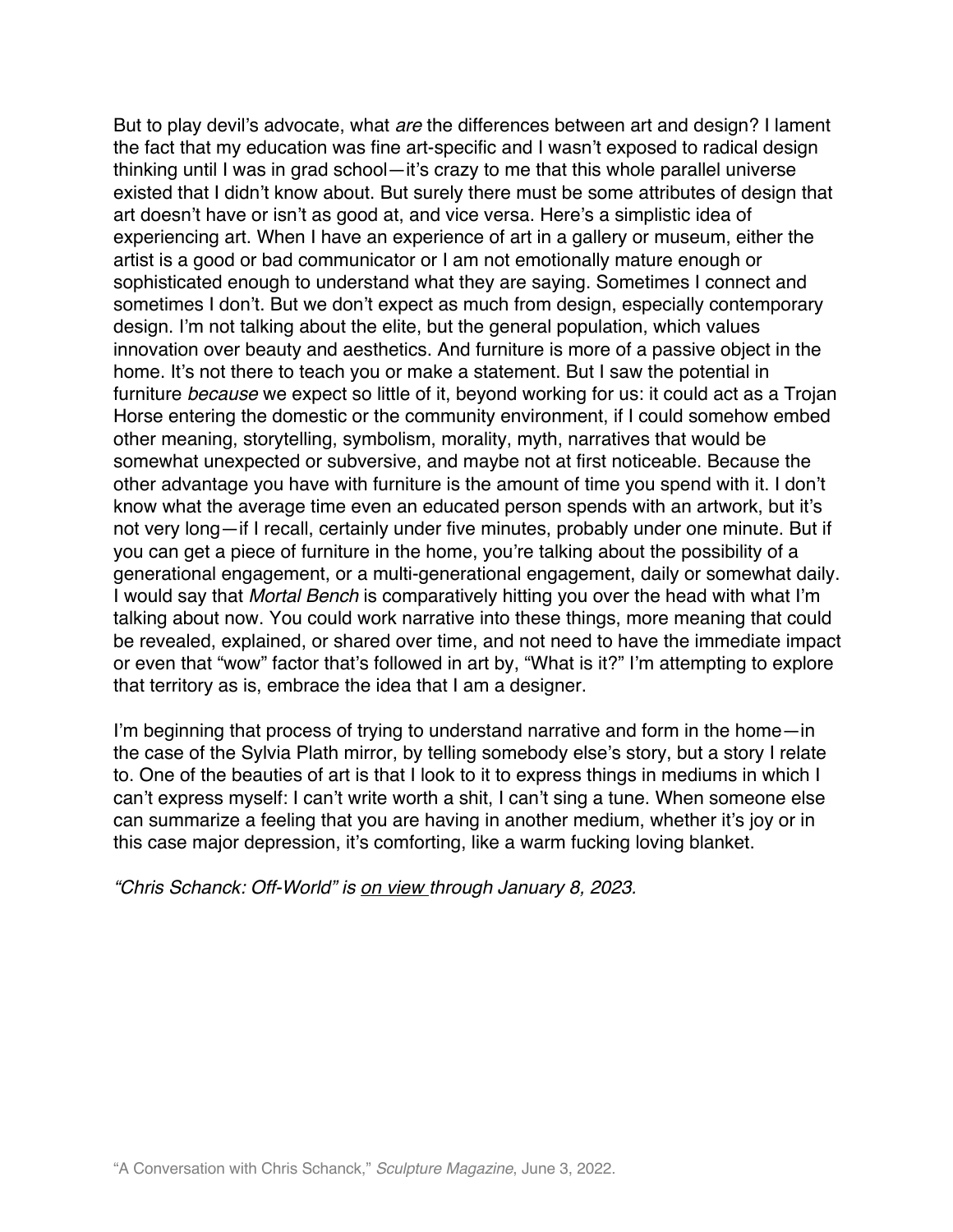But to play devil's advocate, what *are* the differences between art and design? I lament the fact that my education was fine art-specific and I wasn't exposed to radical design thinking until I was in grad school—it's crazy to me that this whole parallel universe existed that I didn't know about. But surely there must be some attributes of design that art doesn't have or isn't as good at, and vice versa. Here's a simplistic idea of experiencing art. When I have an experience of art in a gallery or museum, either the artist is a good or bad communicator or I am not emotionally mature enough or sophisticated enough to understand what they are saying. Sometimes I connect and sometimes I don't. But we don't expect as much from design, especially contemporary design. I'm not talking about the elite, but the general population, which values innovation over beauty and aesthetics. And furniture is more of a passive object in the home. It's not there to teach you or make a statement. But I saw the potential in furniture *because* we expect so little of it, beyond working for us: it could act as a Trojan Horse entering the domestic or the community environment, if I could somehow embed other meaning, storytelling, symbolism, morality, myth, narratives that would be somewhat unexpected or subversive, and maybe not at first noticeable. Because the other advantage you have with furniture is the amount of time you spend with it. I don't know what the average time even an educated person spends with an artwork, but it's not very long—if I recall, certainly under five minutes, probably under one minute. But if you can get a piece of furniture in the home, you're talking about the possibility of a generational engagement, or a multi-generational engagement, daily or somewhat daily. I would say that *Mortal Bench* is comparatively hitting you over the head with what I'm talking about now. You could work narrative into these things, more meaning that could be revealed, explained, or shared over time, and not need to have the immediate impact or even that "wow" factor that's followed in art by, "What is it?" I'm attempting to explore that territory as is, embrace the idea that I am a designer.

I'm beginning that process of trying to understand narrative and form in the home—in the case of the Sylvia Plath mirror, by telling somebody else's story, but a story I relate to. One of the beauties of art is that I look to it to express things in mediums in which I can't express myself: I can't write worth a shit, I can't sing a tune. When someone else can summarize a feeling that you are having in another medium, whether it's joy or in this case major depression, it's comforting, like a warm fucking loving blanket.

*"Chris Schanck: Off-World" is on view through January 8, 2023.*

"A Conversation with Chris Schanck," *Sculpture Magazine*, June 3, 2022.